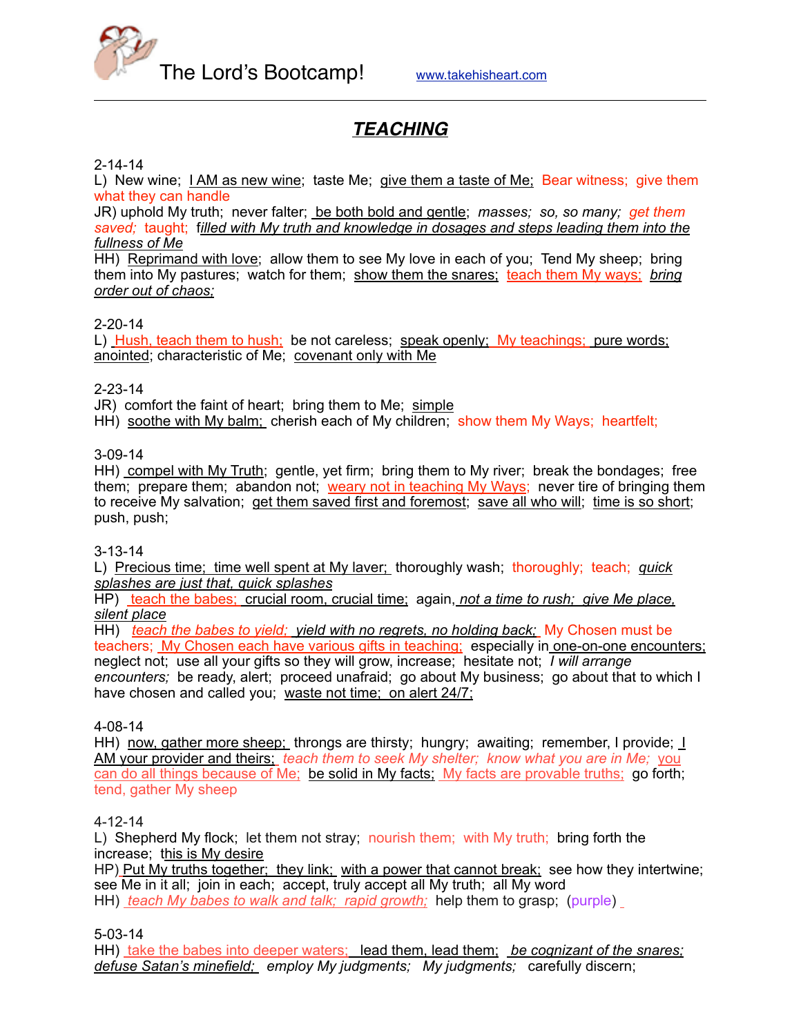The Lord's Bootcamp! www.takehisheart.com

# ***TEACHING***

2-14-14
L) New wine; I AM as new wine; taste Me; give them a taste of Me; Bear witness; give them what they can handle
JR) uphold My truth; never falter; be both bold and gentle; *masses; so, so many; get them saved;* taught; f*illed with My truth and knowledge in dosages and steps leading them into the fullness of Me*
HH) Reprimand with love; allow them to see My love in each of you; Tend My sheep; bring them into My pastures; watch for them; show them the snares; teach them My ways; *bring order out of chaos;*

2-20-14
L) Hush, teach them to hush; be not careless; speak openly; My teachings; pure words; anointed; characteristic of Me; covenant only with Me

2-23-14
JR) comfort the faint of heart; bring them to Me; simple
HH) soothe with My balm; cherish each of My children; show them My Ways; heartfelt;

3-09-14
HH) compel with My Truth; gentle, yet firm; bring them to My river; break the bondages; free them; prepare them; abandon not; weary not in teaching My Ways; never tire of bringing them to receive My salvation; get them saved first and foremost; save all who will; time is so short; push, push;

3-13-14
L) Precious time; time well spent at My laver; thoroughly wash; thoroughly; teach; *quick splashes are just that, quick splashes*
HP) teach the babes; crucial room, crucial time; again, *not a time to rush; give Me place, silent place*
HH) *teach the babes to yield; yield with no regrets, no holding back;* My Chosen must be teachers; My Chosen each have various gifts in teaching; especially in one-on-one encounters; neglect not; use all your gifts so they will grow, increase; hesitate not; *I will arrange encounters;* be ready, alert; proceed unafraid; go about My business; go about that to which I have chosen and called you; waste not time; on alert 24/7;

4-08-14
HH) now, gather more sheep; throngs are thirsty; hungry; awaiting; remember, I provide; I AM your provider and theirs; *teach them to seek My shelter; know what you are in Me;* you can do all things because of Me; be solid in My facts; My facts are provable truths; go forth; tend, gather My sheep

4-12-14
L) Shepherd My flock; let them not stray; nourish them; with My truth; bring forth the increase; this is My desire
HP) Put My truths together; they link; with a power that cannot break; see how they intertwine; see Me in it all; join in each; accept, truly accept all My truth; all My word
HH) *teach My babes to walk and talk; rapid growth;* help them to grasp; (purple)

5-03-14
HH) take the babes into deeper waters; lead them, lead them; *be cognizant of the snares; defuse Satan's minefield; employ My judgments; My judgments;* carefully discern;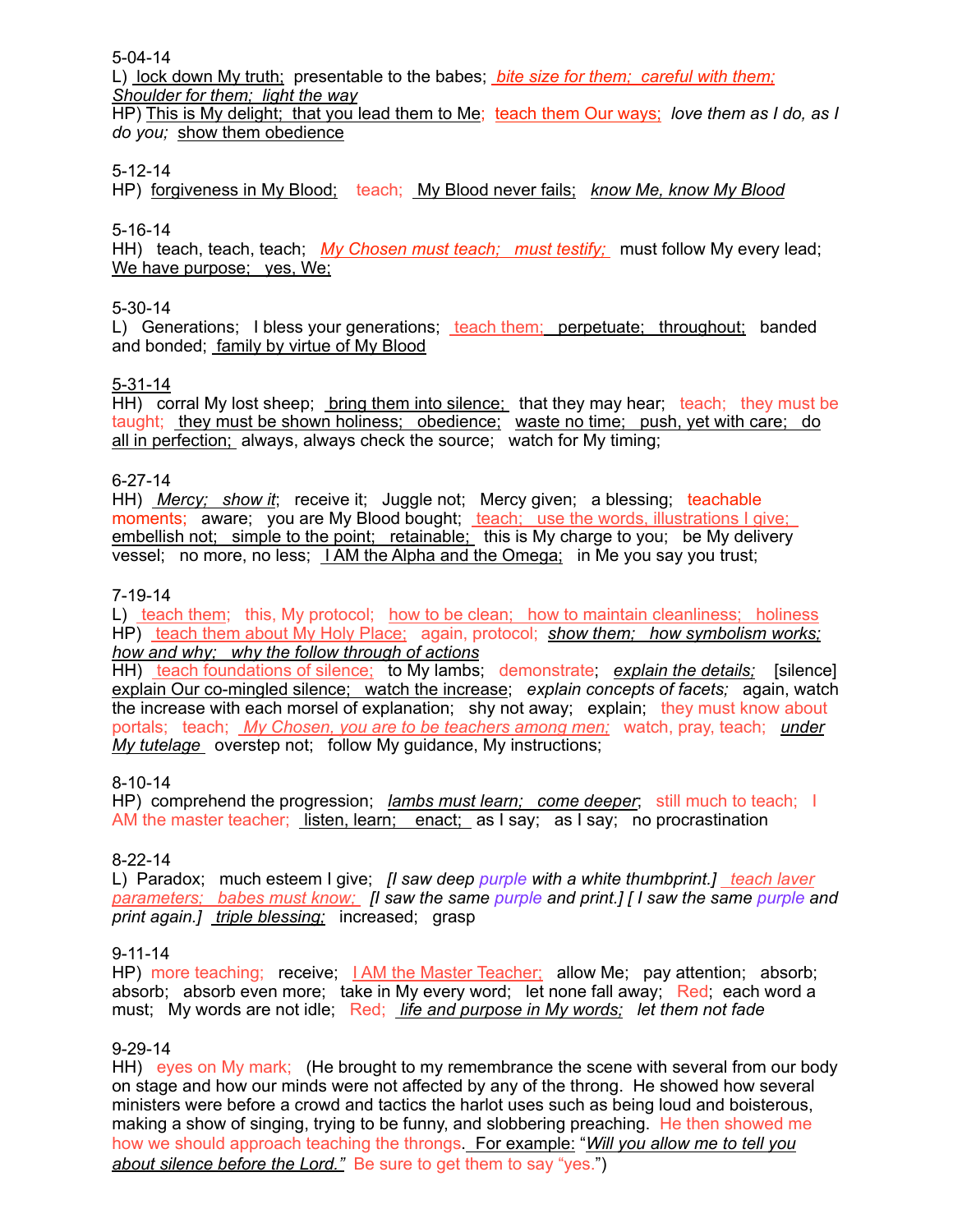5-04-14

L) lock down My truth; presentable to the babes; *bite size for them; careful with them; Shoulder for them; light the way*

HP) This is My delight; that you lead them to Me; teach them Our ways; *love them as I do, as I do you;* show them obedience

5-12-14

HP) forgiveness in My Blood; teach; My Blood never fails; *know Me, know My Blood*

5-16-14

HH) teach, teach, teach; *My Chosen must teach; must testify;* must follow My every lead; We have purpose; yes, We;

5-30-14

L) Generations; I bless your generations; teach them; perpetuate; throughout; banded and bonded; family by virtue of My Blood

5-31-14

HH) corral My lost sheep; bring them into silence; that they may hear; teach; they must be taught; they must be shown holiness; obedience; waste no time; push, yet with care; do all in perfection; always, always check the source; watch for My timing;

6-27-14

HH) *Mercy; show it*; receive it; Juggle not; Mercy given; a blessing; teachable moments; aware; you are My Blood bought; teach; use the words, illustrations I give; embellish not; simple to the point; retainable; this is My charge to you; be My delivery vessel; no more, no less; I AM the Alpha and the Omega; in Me you say you trust;

7-19-14

L) teach them; this, My protocol; how to be clean; how to maintain cleanliness; holiness

HP) teach them about My Holy Place; again, protocol; *show them; how symbolism works; how and why; why the follow through of actions*

HH) teach foundations of silence; to My lambs; demonstrate; *explain the details;* [silence] explain Our co-mingled silence; watch the increase; *explain concepts of facets;* again, watch the increase with each morsel of explanation; shy not away; explain; they must know about portals; teach; *My Chosen, you are to be teachers among men;* watch, pray, teach; *under My tutelage* overstep not; follow My guidance, My instructions;

8-10-14

HP) comprehend the progression; *lambs must learn; come deeper*; still much to teach; I AM the master teacher; listen, learn; enact; as I say; as I say; no procrastination

8-22-14

L) Paradox; much esteem I give; *[I saw deep purple with a white thumbprint.] teach laver parameters; babes must know; [I saw the same purple and print.] [ I saw the same purple and print again.] triple blessing;* increased; grasp

9-11-14

HP) more teaching; receive; I AM the Master Teacher; allow Me; pay attention; absorb; absorb; absorb even more; take in My every word; let none fall away; Red; each word a must; My words are not idle; Red; *life and purpose in My words; let them not fade*

9-29-14

HH) eyes on My mark; (He brought to my remembrance the scene with several from our body on stage and how our minds were not affected by any of the throng. He showed how several ministers were before a crowd and tactics the harlot uses such as being loud and boisterous, making a show of singing, trying to be funny, and slobbering preaching. He then showed me how we should approach teaching the throngs. For example: "*Will you allow me to tell you about silence before the Lord.*" Be sure to get them to say "yes.")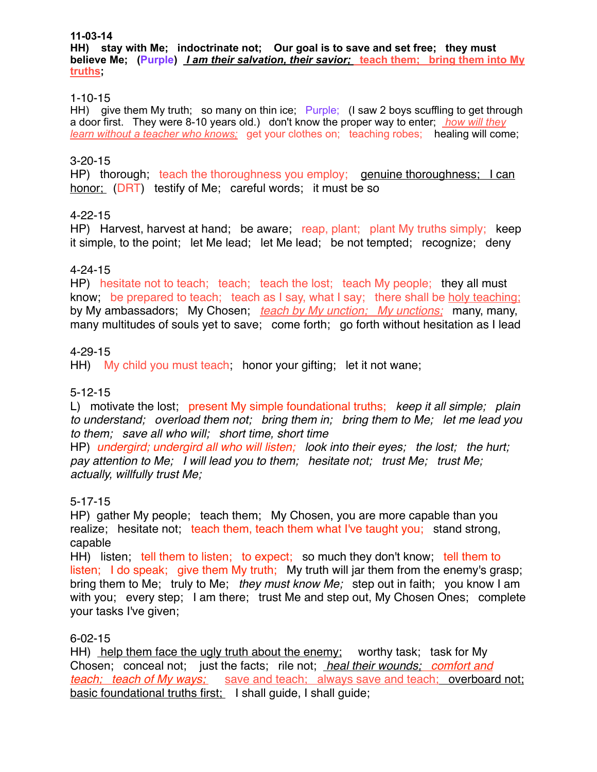**11-03-14**
**HH) stay with Me; indoctrinate not; Our goal is to save and set free; they must believe Me; (Purple) *I am their salvation, their savior;* teach them; bring them into My truths;**

1-10-15
HH) give them My truth; so many on thin ice; Purple; (I saw 2 boys scuffling to get through a door first. They were 8-10 years old.) don't know the proper way to enter; *how will they learn without a teacher who knows;* get your clothes on; teaching robes; healing will come;

3-20-15
HP) thorough; teach the thoroughness you employ; genuine thoroughness; I can honor; (DRT) testify of Me; careful words; it must be so

4-22-15
HP) Harvest, harvest at hand; be aware; reap, plant; plant My truths simply; keep it simple, to the point; let Me lead; let Me lead; be not tempted; recognize; deny

4-24-15
HP) hesitate not to teach; teach; teach the lost; teach My people; they all must know; be prepared to teach; teach as I say, what I say; there shall be holy teaching; by My ambassadors; My Chosen; *teach by My unction; My unctions;* many, many, many multitudes of souls yet to save; come forth; go forth without hesitation as I lead

4-29-15
HH) My child you must teach; honor your gifting; let it not wane;

5-12-15
L) motivate the lost; present My simple foundational truths; *keep it all simple; plain to understand; overload them not; bring them in; bring them to Me; let me lead you to them; save all who will; short time, short time*
HP) *undergird; undergird all who will listen; look into their eyes; the lost; the hurt; pay attention to Me; I will lead you to them; hesitate not; trust Me; trust Me; actually, willfully trust Me;*

5-17-15
HP) gather My people; teach them; My Chosen, you are more capable than you realize; hesitate not; teach them, teach them what I've taught you; stand strong, capable
HH) listen; tell them to listen; to expect; so much they don't know; tell them to listen; I do speak; give them My truth; My truth will jar them from the enemy's grasp; bring them to Me; truly to Me; *they must know Me;* step out in faith; you know I am with you; every step; I am there; trust Me and step out, My Chosen Ones; complete your tasks I've given;

6-02-15
HH) help them face the ugly truth about the enemy; worthy task; task for My Chosen; conceal not; just the facts; rile not; *heal their wounds; comfort and teach; teach of My ways;* save and teach; always save and teach; overboard not; basic foundational truths first; I shall guide, I shall guide;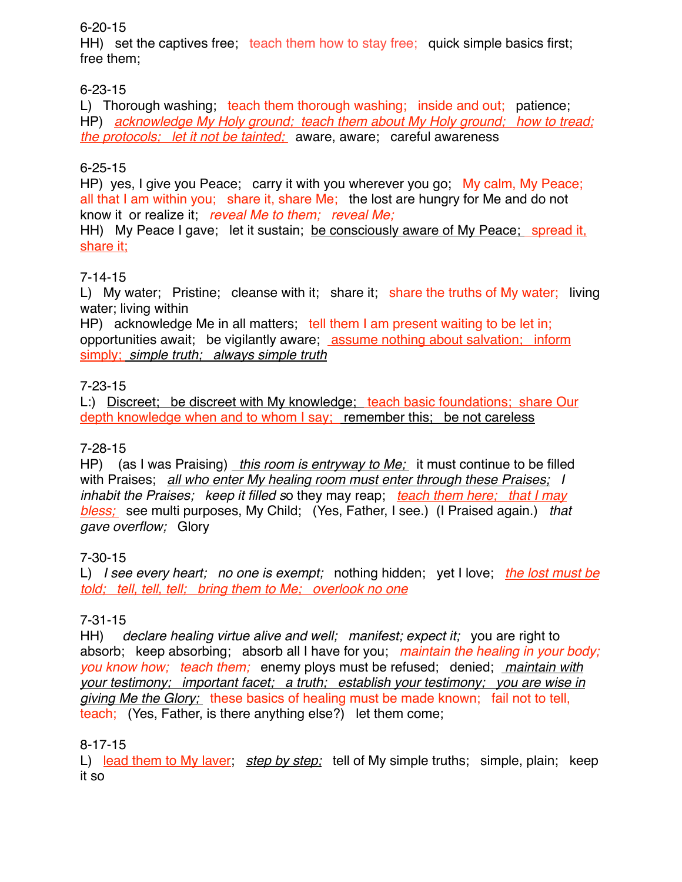6-20-15
HH) set the captives free; teach them how to stay free; quick simple basics first; free them;

6-23-15
L) Thorough washing; teach them thorough washing; inside and out; patience;
HP) *acknowledge My Holy ground; teach them about My Holy ground; how to tread; the protocols; let it not be tainted;* aware, aware; careful awareness

6-25-15
HP) yes, I give you Peace; carry it with you wherever you go; My calm, My Peace; all that I am within you; share it, share Me; the lost are hungry for Me and do not know it or realize it; *reveal Me to them; reveal Me;*
HH) My Peace I gave; let it sustain; be consciously aware of My Peace; spread it, share it;

7-14-15
L) My water; Pristine; cleanse with it; share it; share the truths of My water; living water; living within
HP) acknowledge Me in all matters; tell them I am present waiting to be let in; opportunities await; be vigilantly aware; assume nothing about salvation; inform simply; *simple truth; always simple truth*

7-23-15
L:) Discreet; be discreet with My knowledge; teach basic foundations; share Our depth knowledge when and to whom I say; remember this; be not careless

7-28-15
HP) (as I was Praising) *this room is entryway to Me;* it must continue to be filled with Praises; *all who enter My healing room must enter through these Praises; I inhabit the Praises; keep it filled s*o they may reap; *teach them here; that I may bless;* see multi purposes, My Child; (Yes, Father, I see.) (I Praised again.) *that gave overflow;* Glory

7-30-15
L) *I see every heart; no one is exempt;* nothing hidden; yet I love; *the lost must be told; tell, tell, tell; bring them to Me; overlook no one*

7-31-15
HH) *declare healing virtue alive and well; manifest; expect it;* you are right to absorb; keep absorbing; absorb all I have for you; *maintain the healing in your body; you know how; teach them;* enemy ploys must be refused; denied; *maintain with your testimony; important facet; a truth; establish your testimony; you are wise in giving Me the Glory;* these basics of healing must be made known; fail not to tell, teach; (Yes, Father, is there anything else?) let them come;

8-17-15
L) lead them to My laver; *step by step;* tell of My simple truths; simple, plain; keep it so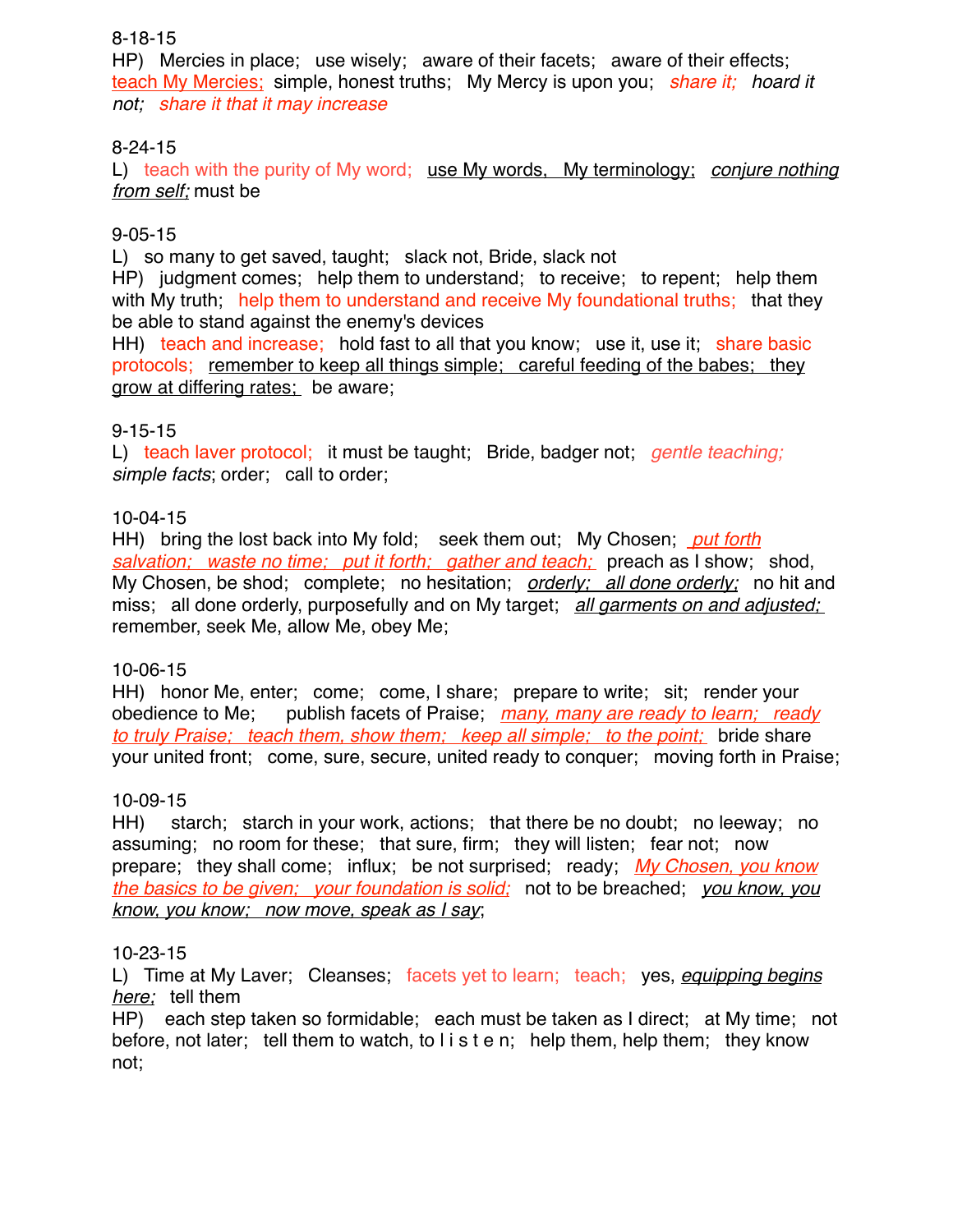8-18-15
HP) Mercies in place; use wisely; aware of their facets; aware of their effects; teach My Mercies; simple, honest truths; My Mercy is upon you; *share it; hoard it not; share it that it may increase*

8-24-15
L) teach with the purity of My word; use My words, My terminology; *conjure nothing from self;* must be

9-05-15
L) so many to get saved, taught; slack not, Bride, slack not
HP) judgment comes; help them to understand; to receive; to repent; help them with My truth; help them to understand and receive My foundational truths; that they be able to stand against the enemy's devices
HH) teach and increase; hold fast to all that you know; use it, use it; share basic protocols; remember to keep all things simple; careful feeding of the babes; they grow at differing rates; be aware;

9-15-15
L) teach laver protocol; it must be taught; Bride, badger not; *gentle teaching; simple facts*; order; call to order;

10-04-15
HH) bring the lost back into My fold; seek them out; My Chosen; *put forth salvation; waste no time; put it forth; gather and teach;* preach as I show; shod, My Chosen, be shod; complete; no hesitation; *orderly; all done orderly;* no hit and miss; all done orderly, purposefully and on My target; *all garments on and adjusted;* remember, seek Me, allow Me, obey Me;

10-06-15
HH) honor Me, enter; come; come, I share; prepare to write; sit; render your obedience to Me; publish facets of Praise; *many, many are ready to learn; ready to truly Praise; teach them, show them; keep all simple; to the point;* bride share your united front; come, sure, secure, united ready to conquer; moving forth in Praise;

10-09-15
HH) starch; starch in your work, actions; that there be no doubt; no leeway; no assuming; no room for these; that sure, firm; they will listen; fear not; now prepare; they shall come; influx; be not surprised; ready; *My Chosen, you know the basics to be given; your foundation is solid;* not to be breached; *you know, you know, you know; now move, speak as I say*;

10-23-15
L) Time at My Laver; Cleanses; facets yet to learn; teach; yes, *equipping begins here;* tell them
HP) each step taken so formidable; each must be taken as I direct; at My time; not before, not later; tell them to watch, to l i s t e n; help them, help them; they know not;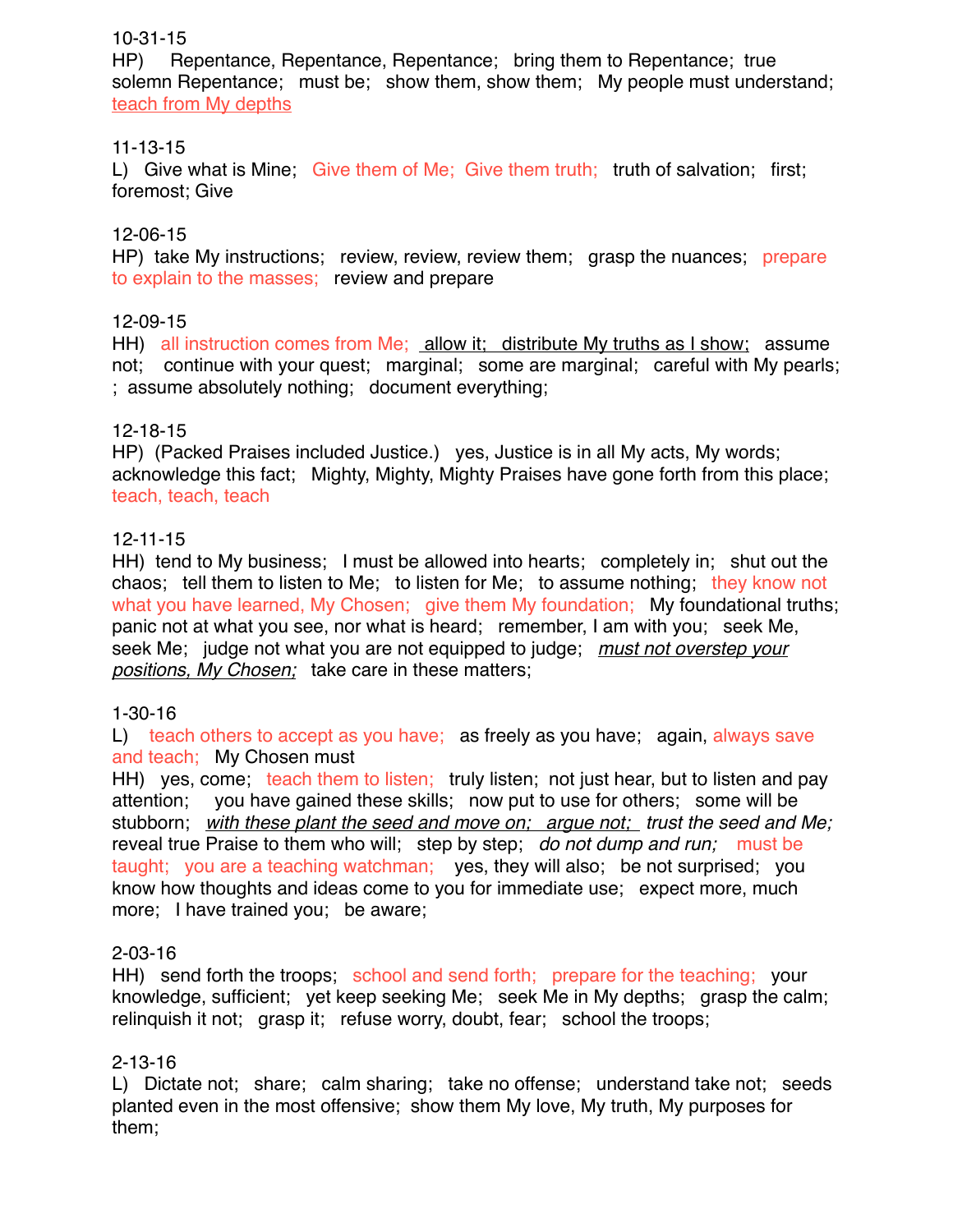10-31-15
HP) Repentance, Repentance, Repentance; bring them to Repentance; true solemn Repentance; must be; show them, show them; My people must understand; <u>teach from My depths</u>

11-13-15
L) Give what is Mine; Give them of Me; Give them truth; truth of salvation; first; foremost; Give

12-06-15
HP) take My instructions; review, review, review them; grasp the nuances; prepare to explain to the masses; review and prepare

12-09-15
HH) all instruction comes from Me; <u>allow it; distribute My truths as I show;</u> assume not; continue with your quest; marginal; some are marginal; careful with My pearls; ; assume absolutely nothing; document everything;

12-18-15
HP) (Packed Praises included Justice.) yes, Justice is in all My acts, My words; acknowledge this fact; Mighty, Mighty, Mighty Praises have gone forth from this place; teach, teach, teach

12-11-15
HH) tend to My business; I must be allowed into hearts; completely in; shut out the chaos; tell them to listen to Me; to listen for Me; to assume nothing; they know not what you have learned, My Chosen; give them My foundation; My foundational truths; panic not at what you see, nor what is heard; remember, I am with you; seek Me, seek Me; judge not what you are not equipped to judge; <u>*must not overstep your positions, My Chosen;*</u> take care in these matters;

1-30-16
L) teach others to accept as you have; as freely as you have; again, always save and teach; My Chosen must
HH) yes, come; teach them to listen; truly listen; not just hear, but to listen and pay attention; you have gained these skills; now put to use for others; some will be stubborn; <u>*with these plant the seed and move on; argue not;*</u> *trust the seed and Me;* reveal true Praise to them who will; step by step; *do not dump and run;* must be taught; you are a teaching watchman; yes, they will also; be not surprised; you know how thoughts and ideas come to you for immediate use; expect more, much more; I have trained you; be aware;

2-03-16
HH) send forth the troops; school and send forth; prepare for the teaching; your knowledge, sufficient; yet keep seeking Me; seek Me in My depths; grasp the calm; relinquish it not; grasp it; refuse worry, doubt, fear; school the troops;

2-13-16
L) Dictate not; share; calm sharing; take no offense; understand take not; seeds planted even in the most offensive; show them My love, My truth, My purposes for them;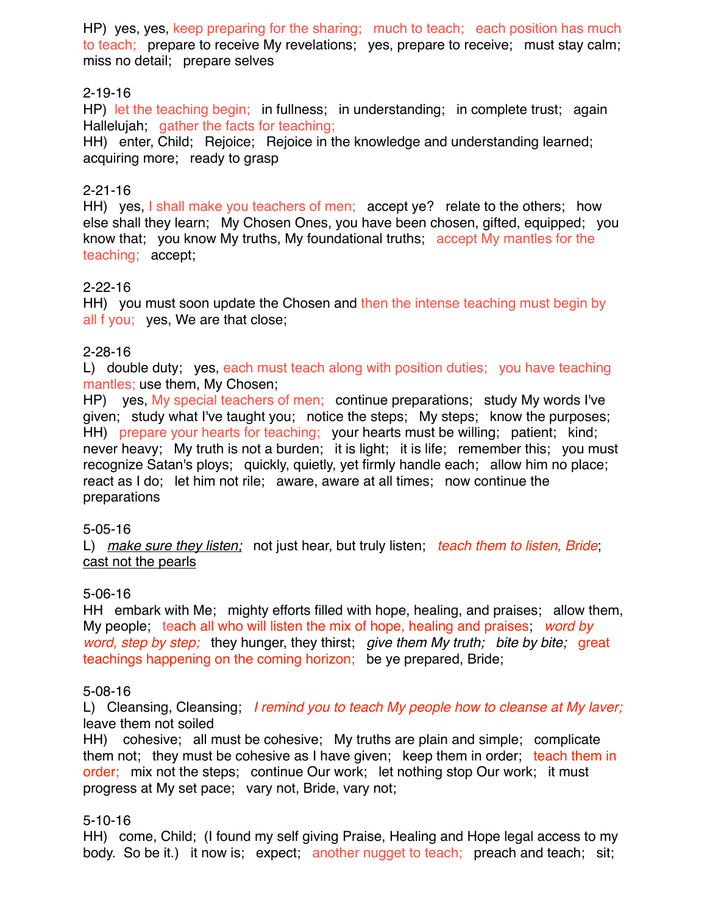HP) yes, yes, keep preparing for the sharing; much to teach; each position has much to teach; prepare to receive My revelations; yes, prepare to receive; must stay calm; miss no detail; prepare selves

2-19-16
HP) let the teaching begin; in fullness; in understanding; in complete trust; again Hallelujah; gather the facts for teaching;
HH) enter, Child; Rejoice; Rejoice in the knowledge and understanding learned; acquiring more; ready to grasp

2-21-16
HH) yes, I shall make you teachers of men; accept ye? relate to the others; how else shall they learn; My Chosen Ones, you have been chosen, gifted, equipped; you know that; you know My truths, My foundational truths; accept My mantles for the teaching; accept;

2-22-16
HH) you must soon update the Chosen and then the intense teaching must begin by all f you; yes, We are that close;

2-28-16
L) double duty; yes, each must teach along with position duties; you have teaching mantles; use them, My Chosen;
HP) yes, My special teachers of men; continue preparations; study My words I've given; study what I've taught you; notice the steps; My steps; know the purposes;
HH) prepare your hearts for teaching; your hearts must be willing; patient; kind; never heavy; My truth is not a burden; it is light; it is life; remember this; you must recognize Satan's ploys; quickly, quietly, yet firmly handle each; allow him no place; react as I do; let him not rile; aware, aware at all times; now continue the preparations

5-05-16
L) *make sure they listen;* not just hear, but truly listen; *teach them to listen, Bride*; cast not the pearls

5-06-16
HH embark with Me; mighty efforts filled with hope, healing, and praises; allow them, My people; teach all who will listen the mix of hope, healing and praises; *word by word, step by step;* they hunger, they thirst; *give them My truth; bite by bite;* great teachings happening on the coming horizon; be ye prepared, Bride;

5-08-16
L) Cleansing, Cleansing; *I remind you to teach My people how to cleanse at My laver;* leave them not soiled
HH) cohesive; all must be cohesive; My truths are plain and simple; complicate them not; they must be cohesive as I have given; keep them in order; teach them in order; mix not the steps; continue Our work; let nothing stop Our work; it must progress at My set pace; vary not, Bride, vary not;

5-10-16
HH) come, Child; (I found my self giving Praise, Healing and Hope legal access to my body. So be it.) it now is; expect; another nugget to teach; preach and teach; sit;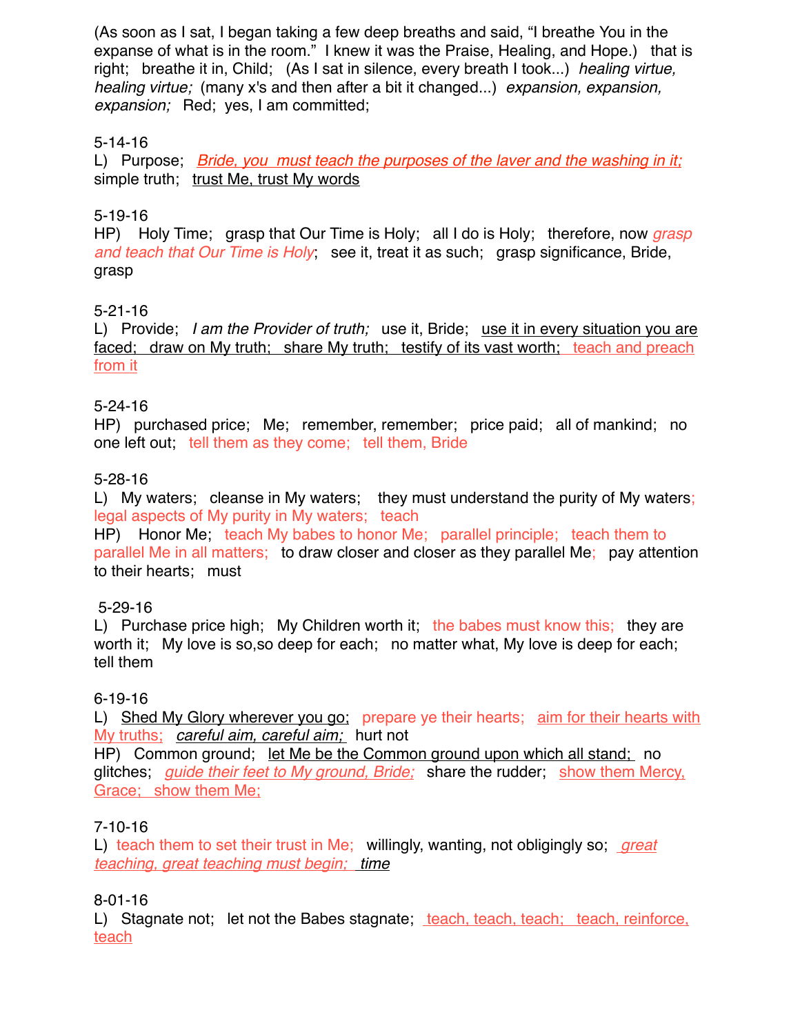(As soon as I sat, I began taking a few deep breaths and said, "I breathe You in the expanse of what is in the room." I knew it was the Praise, Healing, and Hope.) that is right; breathe it in, Child; (As I sat in silence, every breath I took...) *healing virtue, healing virtue;* (many x's and then after a bit it changed...) *expansion, expansion, expansion;* Red; yes, I am committed;

5-14-16

L) Purpose; *Bride, you must teach the purposes of the laver and the washing in it;* simple truth; trust Me, trust My words

5-19-16

HP) Holy Time; grasp that Our Time is Holy; all I do is Holy; therefore, now *grasp and teach that Our Time is Holy*; see it, treat it as such; grasp significance, Bride, grasp

5-21-16

L) Provide; *I am the Provider of truth;* use it, Bride; use it in every situation you are faced; draw on My truth; share My truth; testify of its vast worth; teach and preach from it

5-24-16

HP) purchased price; Me; remember, remember; price paid; all of mankind; no one left out; tell them as they come; tell them, Bride

5-28-16

L) My waters; cleanse in My waters; they must understand the purity of My waters; legal aspects of My purity in My waters; teach

HP) Honor Me; teach My babes to honor Me; parallel principle; teach them to parallel Me in all matters; to draw closer and closer as they parallel Me; pay attention to their hearts; must

5-29-16

L) Purchase price high; My Children worth it; the babes must know this; they are worth it; My love is so,so deep for each; no matter what, My love is deep for each; tell them

6-19-16

L) Shed My Glory wherever you go; prepare ye their hearts; aim for their hearts with My truths; *careful aim, careful aim;* hurt not

HP) Common ground; let Me be the Common ground upon which all stand; no glitches; *guide their feet to My ground, Bride;* share the rudder; show them Mercy, Grace; show them Me;

7-10-16

L) teach them to set their trust in Me; willingly, wanting, not obligingly so; *great teaching, great teaching must begin; time*

8-01-16

L) Stagnate not; let not the Babes stagnate; teach, teach, teach; teach, reinforce, teach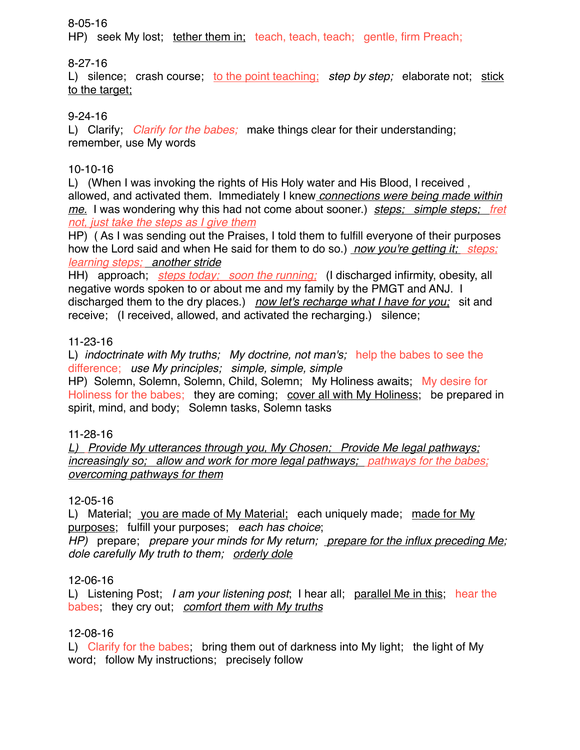8-05-16

HP)   seek My lost;   <u>tether them in;</u>   teach, teach, teach;   gentle, firm Preach;

8-27-16

L)   silence;   crash course;   <u>to the point teaching;</u>   *step by step;*   elaborate not;   <u>stick to the target;</u>

9-24-16

L)   Clarify;   *Clarify for the babes;*   make things clear for their understanding; remember, use My words

10-10-16

L)   (When I was invoking the rights of His Holy water and His Blood, I received , allowed, and activated them.  Immediately I knew *<u>connections were being made within me.</u>*  I was wondering why this had not come about sooner.)   *<u>steps;   simple steps;   fret not, just take the steps as I give them</u>*

HP)   ( As I was sending out the Praises, I told them to fulfill everyone of their purposes how the Lord said and when He said for them to do so.)  *<u>now you're getting it;   steps; learning steps;   another stride</u>*

HH)   approach;   *<u>steps today;   soon the running;</u>*   (I discharged infirmity, obesity, all negative words spoken to or about me and my family by the PMGT and ANJ.  I discharged them to the dry places.)   *<u>now let's recharge what I have for you;</u>*   sit and receive;   (I received, allowed, and activated the recharging.)   silence;

11-23-16

L)   *indoctrinate with My truths;   My doctrine, not man's;*   help the babes to see the difference;   *use My principles;   simple, simple, simple*

HP)   Solemn, Solemn, Solemn, Child, Solemn;   My Holiness awaits;   My desire for Holiness for the babes;   they are coming;   <u>cover all with My Holiness</u>;   be prepared in spirit, mind, and body;   Solemn tasks, Solemn tasks

11-28-16

*<u>L)   Provide My utterances through you, My Chosen;   Provide Me legal pathways; increasingly so;   allow and work for more legal pathways;   pathways for the babes; overcoming pathways for them</u>*

12-05-16

L)   Material;   <u>you are made of My Material;</u>   each uniquely made;   <u>made for My purposes</u>;   fulfill your purposes;   *each has choice*;

*HP)*   prepare;   *prepare your minds for My return;   <u>prepare for the influx preceding Me</u>; dole carefully My truth to them;   <u>orderly dole</u>*

12-06-16

L)   Listening Post;   *I am your listening post*;   I hear all;   <u>parallel Me in this</u>;   hear the babes;   they cry out;   *<u>comfort them with My truths</u>*

12-08-16

L)   Clarify for the babes;   bring them out of darkness into My light;   the light of My word;   follow My instructions;   precisely follow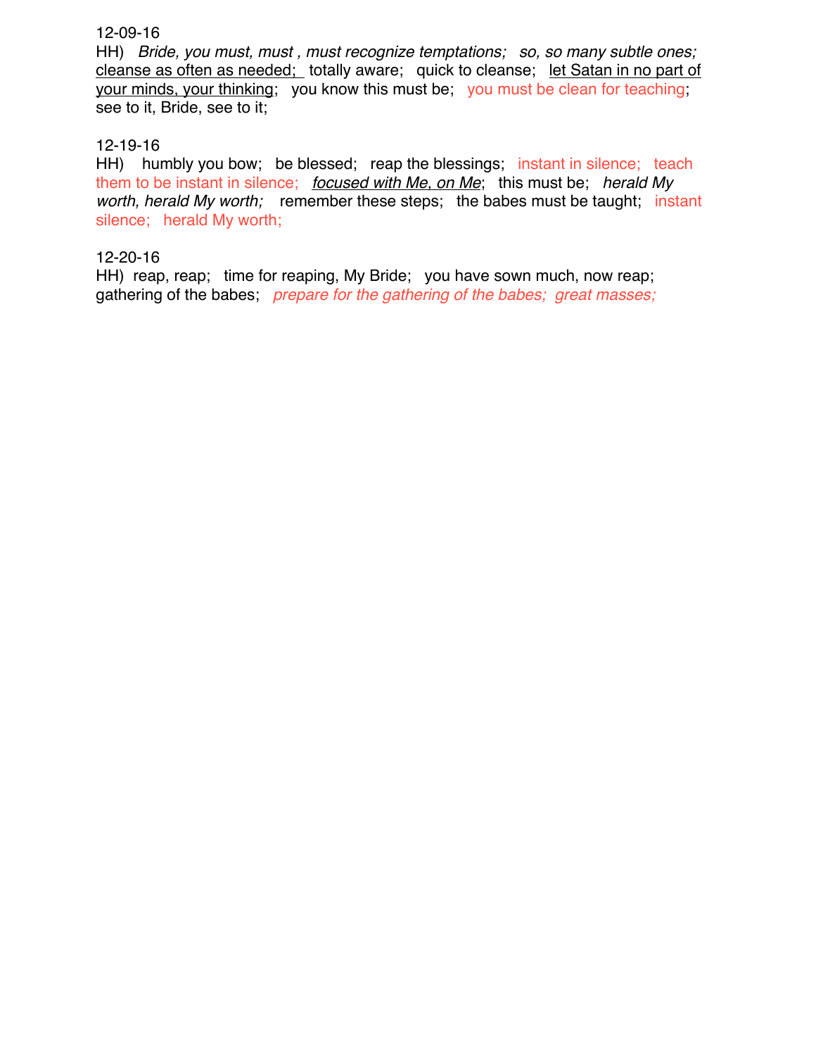12-09-16

HH) *Bride, you must, must , must recognize temptations; so, so many subtle ones;* <u>cleanse as often as needed;</u> totally aware; quick to cleanse; <u>let Satan in no part of your minds, your thinking</u>; you know this must be; you must be clean for teaching; see to it, Bride, see to it;

12-19-16

HH) humbly you bow; be blessed; reap the blessings; instant in silence; teach them to be instant in silence; <u>*focused with Me, on Me*</u>; this must be; *herald My worth, herald My worth;* remember these steps; the babes must be taught; instant silence; herald My worth;

12-20-16

HH) reap, reap; time for reaping, My Bride; you have sown much, now reap; gathering of the babes; *prepare for the gathering of the babes; great masses;*